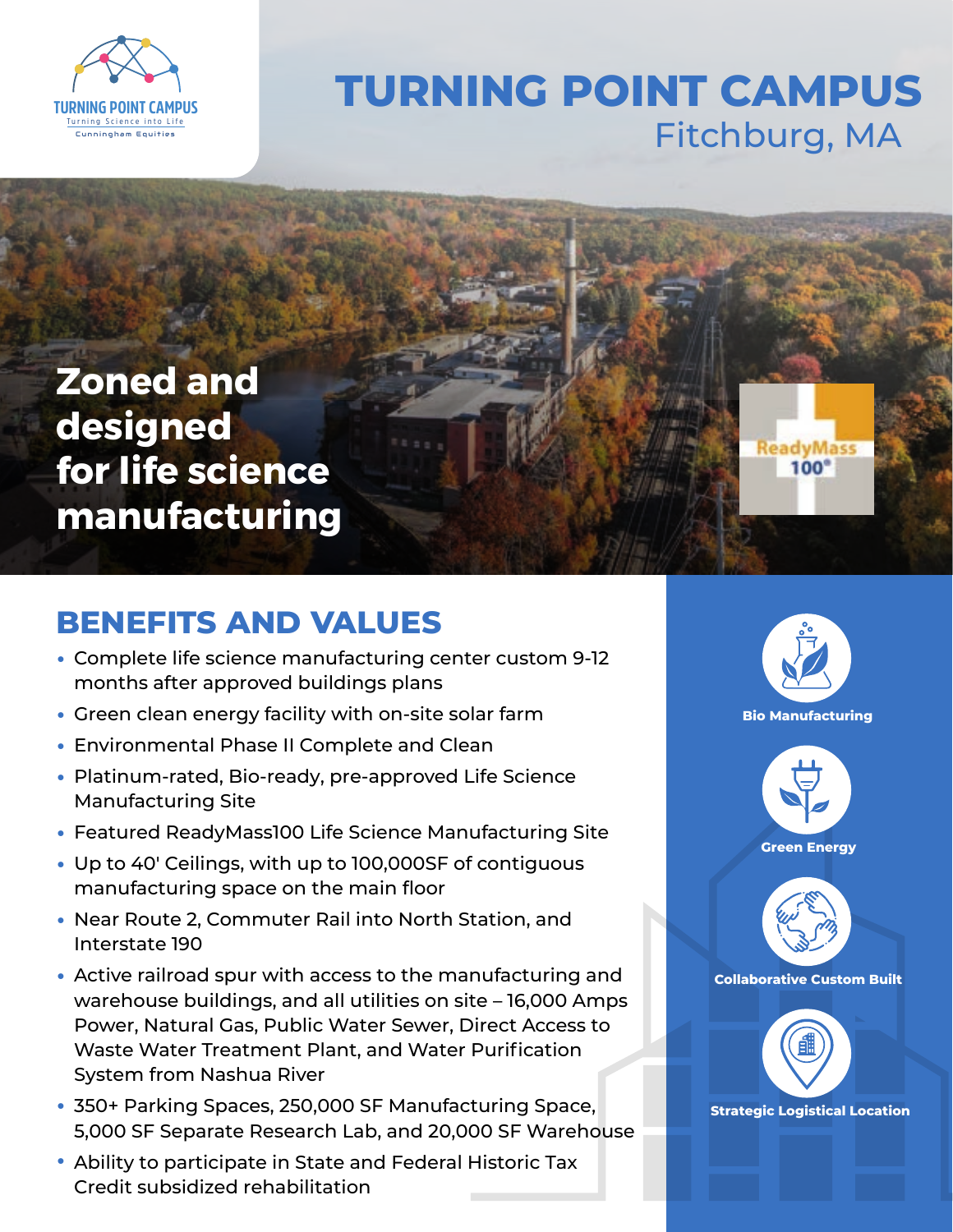TURNING POINT CAMPUS
Turning Science into Life
Cunningham Equities

# TURNING POINT CAMPUS

Fitchburg, MA

## Zoned and designed for life science manufacturing

ReadyMass 100®

## BENEFITS AND VALUES

- Complete life science manufacturing center custom 9-12 months after approved buildings plans
- Green clean energy facility with on-site solar farm
- Environmental Phase II Complete and Clean
- Platinum-rated, Bio-ready, pre-approved Life Science Manufacturing Site
- Featured ReadyMass100 Life Science Manufacturing Site
- Up to 40' Ceilings, with up to 100,000SF of contiguous manufacturing space on the main floor
- Near Route 2, Commuter Rail into North Station, and Interstate 190
- Active railroad spur with access to the manufacturing and warehouse buildings, and all utilities on site – 16,000 Amps Power, Natural Gas, Public Water Sewer, Direct Access to Waste Water Treatment Plant, and Water Purification System from Nashua River
- 350+ Parking Spaces, 250,000 SF Manufacturing Space, 5,000 SF Separate Research Lab, and 20,000 SF Warehouse
- Ability to participate in State and Federal Historic Tax Credit subsidized rehabilitation

**Bio Manufacturing**

**Green Energy**

**Collaborative Custom Built**

**Strategic Logistical Location**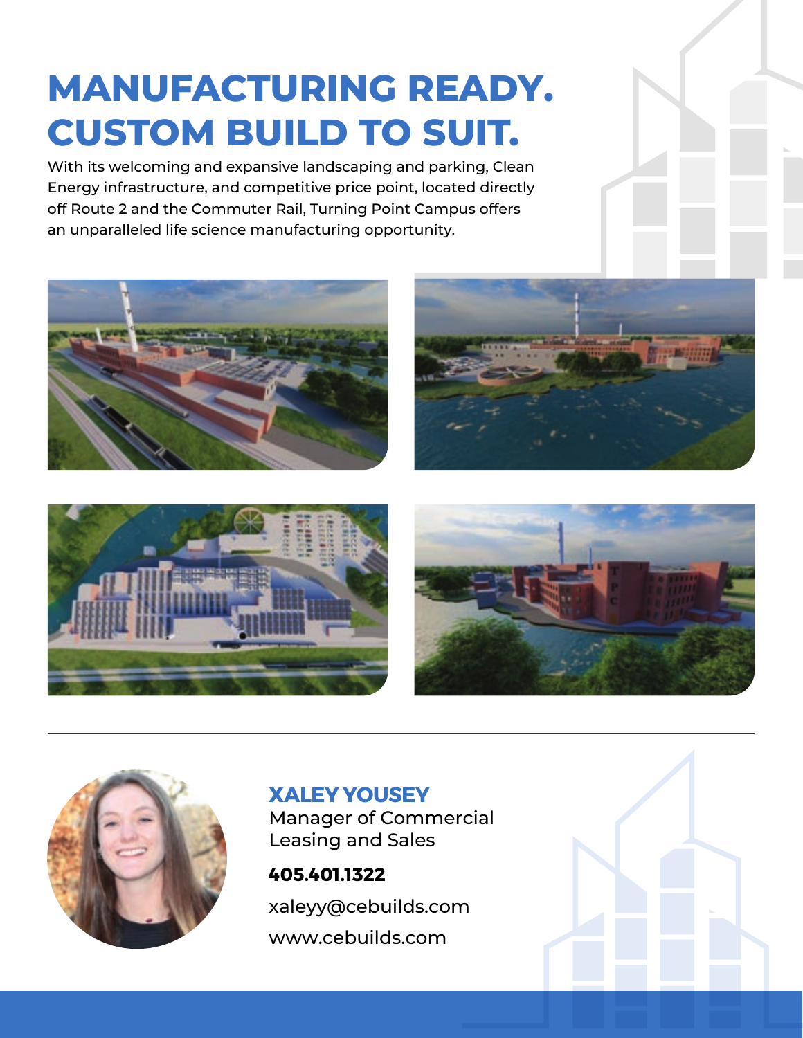# MANUFACTURING READY. CUSTOM BUILD TO SUIT.

With its welcoming and expansive landscaping and parking, Clean Energy infrastructure, and competitive price point, located directly off Route 2 and the Commuter Rail, Turning Point Campus offers an unparalleled life science manufacturing opportunity.

---

**XALEY YOUSEY**
Manager of Commercial Leasing and Sales

**405.401.1322**

xaleyy@cebuilds.com

www.cebuilds.com